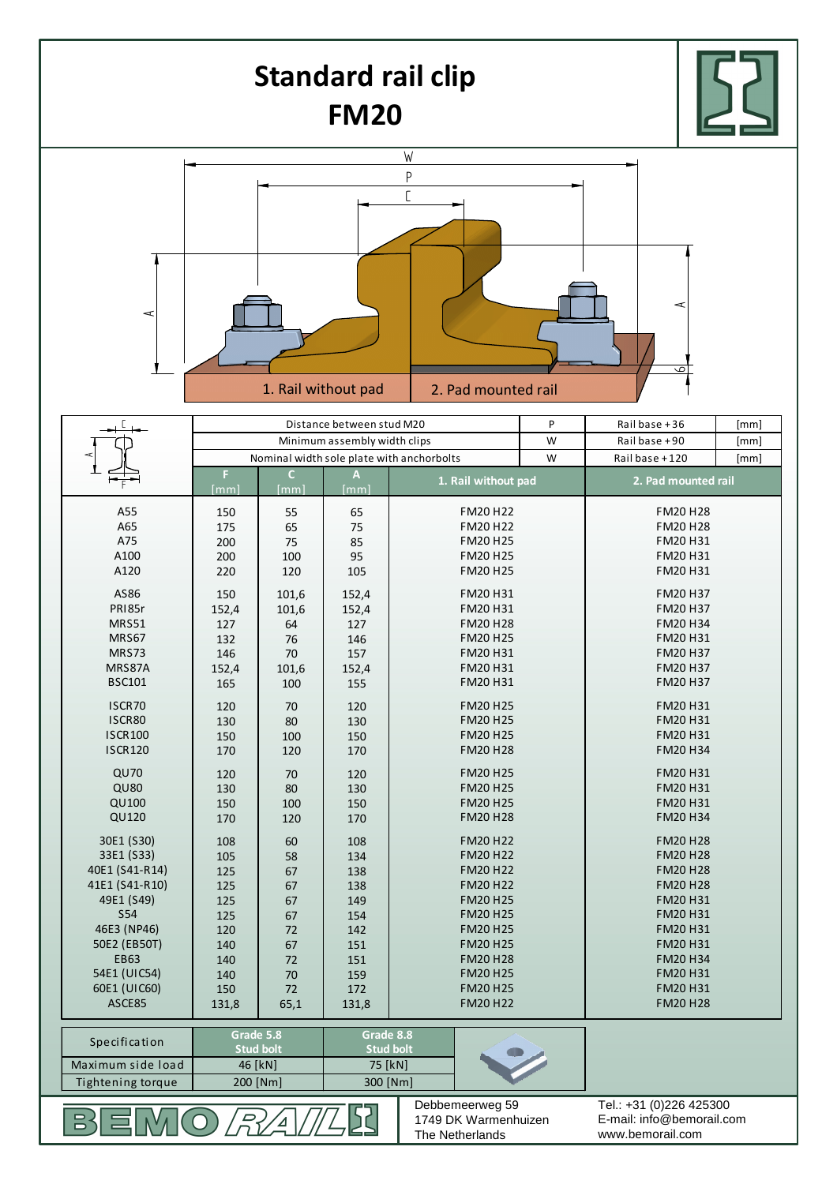# Standard rail clip FM20

W

P

C

A

A

6

1. Rail without pad

2. Pad mounted rail

| | | | | | | |
|---|---|---|---|---|---|---|
| | Distance between stud M20 | | | P | Rail base +36 | [mm] |
| | Minimum assembly width clips | | | W | Rail base +90 | [mm] |
| | Nominal width sole plate with anchorbolts | | | W | Rail base +120 | [mm] |
| | F [mm] | C [mm] | A [mm] | 1. Rail without pad | 2. Pad mounted rail | |
| A55 | 150 | 55 | 65 | FM20 H22 | FM20 H28 | |
| A65 | 175 | 65 | 75 | FM20 H22 | FM20 H28 | |
| A75 | 200 | 75 | 85 | FM20 H25 | FM20 H31 | |
| A100 | 200 | 100 | 95 | FM20 H25 | FM20 H31 | |
| A120 | 220 | 120 | 105 | FM20 H25 | FM20 H31 | |
| AS86 | 150 | 101,6 | 152,4 | FM20 H31 | FM20 H37 | |
| PRI85r | 152,4 | 101,6 | 152,4 | FM20 H31 | FM20 H37 | |
| MRS51 | 127 | 64 | 127 | FM20 H28 | FM20 H34 | |
| MRS67 | 132 | 76 | 146 | FM20 H25 | FM20 H31 | |
| MRS73 | 146 | 70 | 157 | FM20 H31 | FM20 H37 | |
| MRS87A | 152,4 | 101,6 | 152,4 | FM20 H31 | FM20 H37 | |
| BSC101 | 165 | 100 | 155 | FM20 H31 | FM20 H37 | |
| ISCR70 | 120 | 70 | 120 | FM20 H25 | FM20 H31 | |
| ISCR80 | 130 | 80 | 130 | FM20 H25 | FM20 H31 | |
| ISCR100 | 150 | 100 | 150 | FM20 H25 | FM20 H31 | |
| ISCR120 | 170 | 120 | 170 | FM20 H28 | FM20 H34 | |
| QU70 | 120 | 70 | 120 | FM20 H25 | FM20 H31 | |
| QU80 | 130 | 80 | 130 | FM20 H25 | FM20 H31 | |
| QU100 | 150 | 100 | 150 | FM20 H25 | FM20 H31 | |
| QU120 | 170 | 120 | 170 | FM20 H28 | FM20 H34 | |
| 30E1 (S30) | 108 | 60 | 108 | FM20 H22 | FM20 H28 | |
| 33E1 (S33) | 105 | 58 | 134 | FM20 H22 | FM20 H28 | |
| 40E1 (S41-R14) | 125 | 67 | 138 | FM20 H22 | FM20 H28 | |
| 41E1 (S41-R10) | 125 | 67 | 138 | FM20 H22 | FM20 H28 | |
| 49E1 (S49) | 125 | 67 | 149 | FM20 H25 | FM20 H31 | |
| S54 | 125 | 67 | 154 | FM20 H25 | FM20 H31 | |
| 46E3 (NP46) | 120 | 72 | 142 | FM20 H25 | FM20 H31 | |
| 50E2 (EB50T) | 140 | 67 | 151 | FM20 H25 | FM20 H31 | |
| EB63 | 140 | 72 | 151 | FM20 H28 | FM20 H34 | |
| 54E1 (UIC54) | 140 | 70 | 159 | FM20 H25 | FM20 H31 | |
| 60E1 (UIC60) | 150 | 72 | 172 | FM20 H25 | FM20 H31 | |
| ASCE85 | 131,8 | 65,1 | 131,8 | FM20 H22 | FM20 H28 | |

| Specification | Grade 5.8 Stud bolt | Grade 8.8 Stud bolt |
|---|---|---|
| Maximum side load | 46 [kN] | 75 [kN] |
| Tightening torque | 200 [Nm] | 300 [Nm] |

BEMO RAIL

Debbemeerweg 59
1749 DK Warmenhuizen
The Netherlands

Tel.: +31 (0)226 425300
E-mail: info@bemorail.com
www.bemorail.com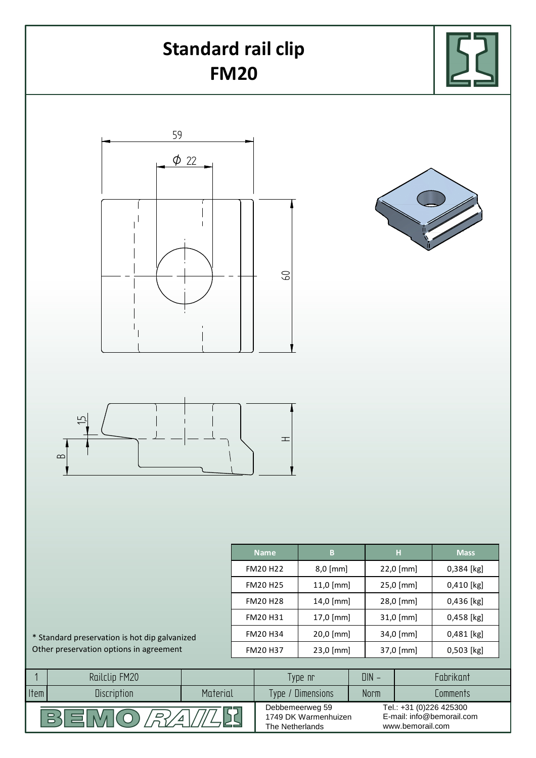# Standard rail clip FM20

59

$\phi$ 22

60

1,5

B

H

| Name | B | H | Mass |
|---|---|---|---|
| FM20 H22 | 8,0 [mm] | 22,0 [mm] | 0,384 [kg] |
| FM20 H25 | 11,0 [mm] | 25,0 [mm] | 0,410 [kg] |
| FM20 H28 | 14,0 [mm] | 28,0 [mm] | 0,436 [kg] |
| FM20 H31 | 17,0 [mm] | 31,0 [mm] | 0,458 [kg] |
| FM20 H34 | 20,0 [mm] | 34,0 [mm] | 0,481 [kg] |
| FM20 H37 | 23,0 [mm] | 37,0 [mm] | 0,503 [kg] |

* Standard preservation is hot dip galvanized
Other preservation options in agreement

| | | | | | |
|---|---|---|---|---|---|
| 1 | Railclip FM20 | | Type nr | DIN - | Fabrikant |
| Item | Discription | Material | Type / Dimensions | Norm | Comments |

BEMO RAIL

Debbemeerweg 59
1749 DK Warmenhuizen
The Netherlands

Tel.: +31 (0)226 425300
E-mail: info@bemorail.com
www.bemorail.com